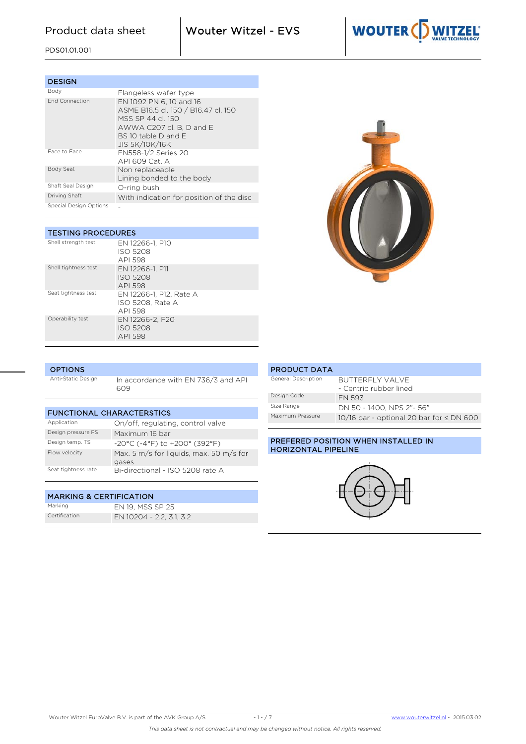# Product data sheet

PDS01.01.001

# Wouter Witzel - EVS

## DESIGN

| | |
|---|---|
| Body | Flangeless wafer type |
| End Connection | EN 1092 PN 6, 10 and 16<br>ASME B16.5 cl. 150 / B16.47 cl. 150<br>MSS SP 44 cl. 150<br>AWWA C207 cl. B, D and E<br>BS 10 table D and E<br>JIS 5K/10K/16K |
| Face to Face | EN558-1/2 Series 20<br>API 609 Cat. A |
| Body Seat | Non replaceable<br>Lining bonded to the body |
| Shaft Seal Design | O-ring bush |
| Driving Shaft | With indication for position of the disc |
| Special Design Options | - |

## TESTING PROCEDURES

| | |
|---|---|
| Shell strength test | EN 12266-1, P10<br>ISO 5208<br>API 598 |
| Shell tightness test | EN 12266-1, P11<br>ISO 5208<br>API 598 |
| Seat tightness test | EN 12266-1, P12, Rate A<br>ISO 5208, Rate A<br>API 598 |
| Operability test | EN 12266-2, F20<br>ISO 5208<br>API 598 |

## OPTIONS

| | |
|---|---|
| Anti-Static Design | In accordance with EN 736/3 and API 609 |

## FUNCTIONAL CHARACTERSTICS

| | |
|---|---|
| Application | On/off, regulating, control valve |
| Design pressure PS | Maximum 16 bar |
| Design temp. TS | -20°C (-4°F) to +200° (392°F) |
| Flow velocity | Max. 5 m/s for liquids, max. 50 m/s for gases |
| Seat tightness rate | Bi-directional - ISO 5208 rate A |

## MARKING & CERTIFICATION

| | |
|---|---|
| Marking | EN 19, MSS SP 25 |
| Certification | EN 10204 - 2.2, 3.1, 3.2 |

## PRODUCT DATA

| | |
|---|---|
| General Description | BUTTERFLY VALVE<br>- Centric rubber lined |
| Design Code | EN 593 |
| Size Range | DN 50 - 1400, NPS 2"- 56" |
| Maximum Pressure | 10/16 bar - optional 20 bar for ≤ DN 600 |

## PREFERED POSITION WHEN INSTALLED IN HORIZONTAL PIPELINE

Wouter Witzel EuroValve B.V. is part of the AVK Group A/S

www.wouterwitzel.nl - 2015.03.02

*This data sheet is not contractual and may be changed without notice. All rights reserved.*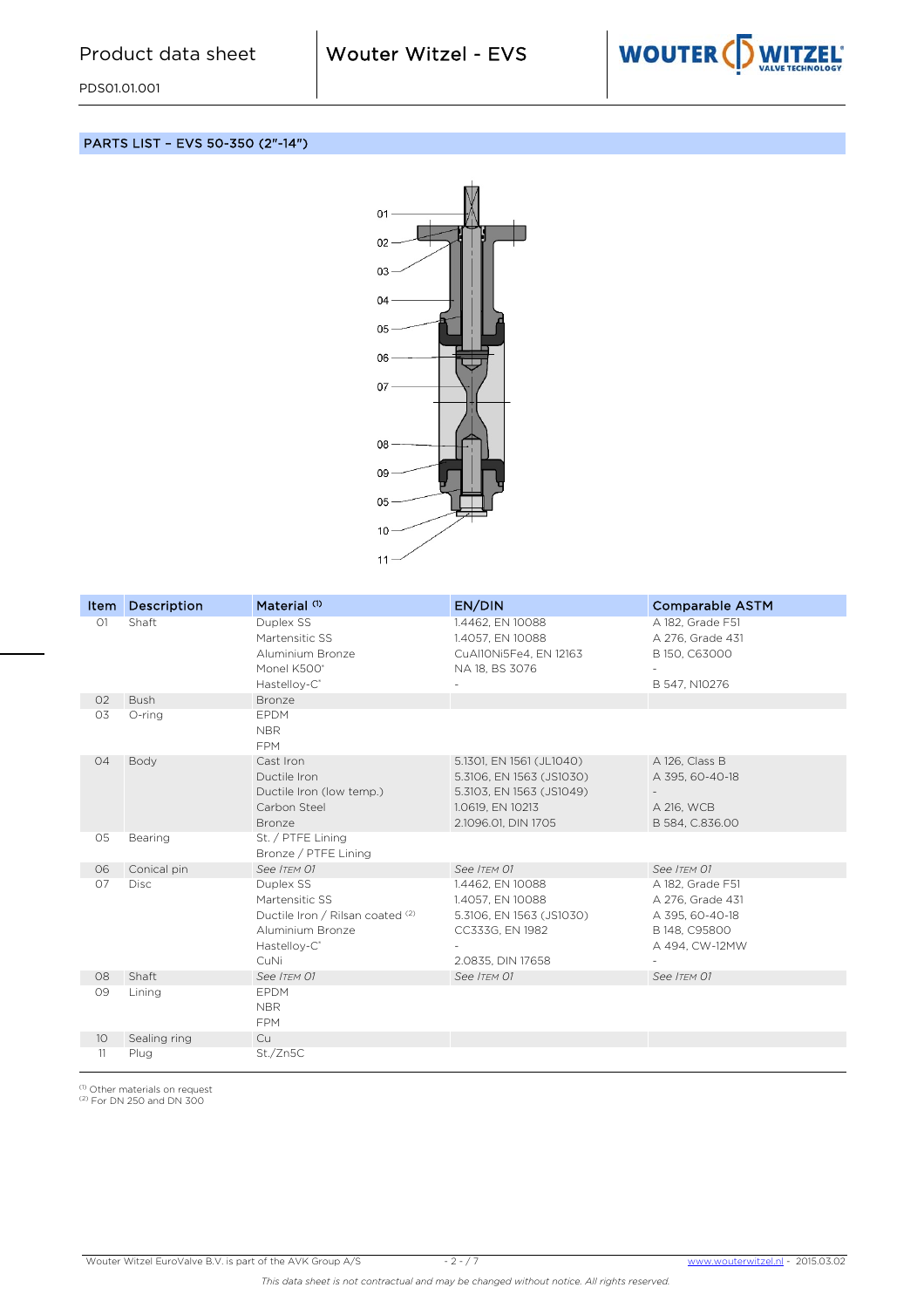## PARTS LIST – EVS 50-350 (2"-14")

01
02
03
04
05
06
07
08
09
05
10
11

| Item | Description | Material [1] | EN/DIN | Comparable ASTM |
|---|---|---|---|---|
| 01 | Shaft | Duplex SS | 1.4462, EN 10088 | A 182, Grade F51 |
| | | Martensitic SS | 1.4057, EN 10088 | A 276, Grade 431 |
| | | Aluminium Bronze | CuAl10Ni5Fe4, EN 12163 | B 150, C63000 |
| | | Monel K500® | NA 18, BS 3076 | - |
| | | Hastelloy-C® | - | B 547, N10276 |
| 02 | Bush | Bronze | | |
| 03 | O-ring | EPDM | | |
| | | NBR | | |
| | | FPM | | |
| 04 | Body | Cast Iron | 5.1301, EN 1561 (JL1040) | A 126, Class B |
| | | Ductile Iron | 5.3106, EN 1563 (JS1030) | A 395, 60-40-18 |
| | | Ductile Iron (low temp.) | 5.3103, EN 1563 (JS1049) | - |
| | | Carbon Steel | 1.0619, EN 10213 | A 216, WCB |
| | | Bronze | 2.1096.01, DIN 1705 | B 584, C.836.00 |
| 05 | Bearing | St. / PTFE Lining | | |
| | | Bronze / PTFE Lining | | |
| 06 | Conical pin | See *Item 01* | See *Item 01* | See *Item 01* |
| 07 | Disc | Duplex SS | 1.4462, EN 10088 | A 182, Grade F51 |
| | | Martensitic SS | 1.4057, EN 10088 | A 276, Grade 431 |
| | | Ductile Iron / Rilsan coated [2] | 5.3106, EN 1563 (JS1030) | A 395, 60-40-18 |
| | | Aluminium Bronze | CC333G, EN 1982 | B 148, C95800 |
| | | Hastelloy-C® | - | A 494, CW-12MW |
| | | CuNi | 2.0835, DIN 17658 | - |
| 08 | Shaft | See *Item 01* | See *Item 01* | See *Item 01* |
| 09 | Lining | EPDM | | |
| | | NBR | | |
| | | FPM | | |
| 10 | Sealing ring | Cu | | |
| 11 | Plug | St./Zn5C | | |

[1] Other materials on request
[2] For DN 250 and DN 300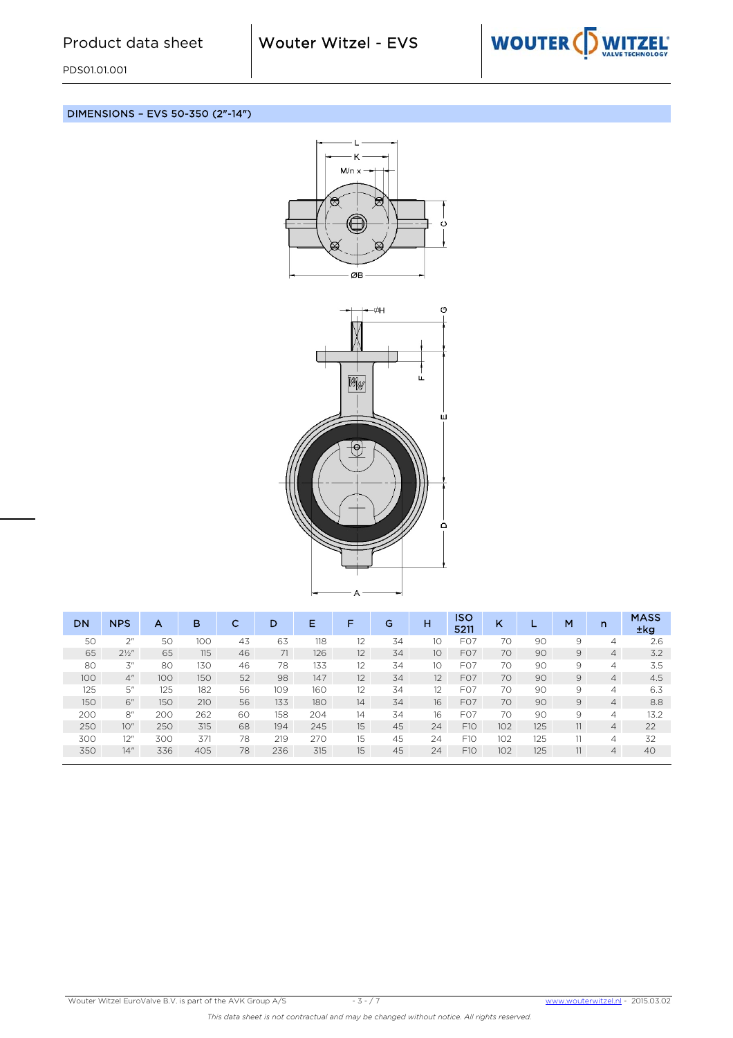## DIMENSIONS – EVS 50-350 (2″-14″)

| DN | NPS | A | B | C | D | E | F | G | H | ISO 5211 | K | L | M | n | MASS ±kg |
|---|---|---|---|---|---|---|---|---|---|---|---|---|---|---|---|
| 50 | 2″ | 50 | 100 | 43 | 63 | 118 | 12 | 34 | 10 | F07 | 70 | 90 | 9 | 4 | 2.6 |
| 65 | 2½″ | 65 | 115 | 46 | 71 | 126 | 12 | 34 | 10 | F07 | 70 | 90 | 9 | 4 | 3.2 |
| 80 | 3″ | 80 | 130 | 46 | 78 | 133 | 12 | 34 | 10 | F07 | 70 | 90 | 9 | 4 | 3.5 |
| 100 | 4″ | 100 | 150 | 52 | 98 | 147 | 12 | 34 | 12 | F07 | 70 | 90 | 9 | 4 | 4.5 |
| 125 | 5″ | 125 | 182 | 56 | 109 | 160 | 12 | 34 | 12 | F07 | 70 | 90 | 9 | 4 | 6.3 |
| 150 | 6″ | 150 | 210 | 56 | 133 | 180 | 14 | 34 | 16 | F07 | 70 | 90 | 9 | 4 | 8.8 |
| 200 | 8″ | 200 | 262 | 60 | 158 | 204 | 14 | 34 | 16 | F07 | 70 | 90 | 9 | 4 | 13.2 |
| 250 | 10″ | 250 | 315 | 68 | 194 | 245 | 15 | 45 | 24 | F10 | 102 | 125 | 11 | 4 | 22 |
| 300 | 12″ | 300 | 371 | 78 | 219 | 270 | 15 | 45 | 24 | F10 | 102 | 125 | 11 | 4 | 32 |
| 350 | 14″ | 336 | 405 | 78 | 236 | 315 | 15 | 45 | 24 | F10 | 102 | 125 | 11 | 4 | 40 |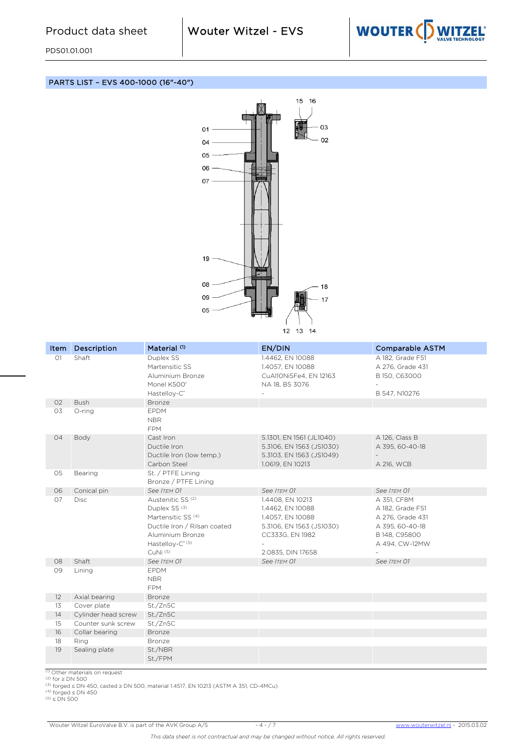## PARTS LIST – EVS 400-1000 (16"-40")

| Item | Description | Material [1] | EN/DIN | Comparable ASTM |
|---|---|---|---|---|
| 01 | Shaft | Duplex SS | 1.4462, EN 10088 | A 182, Grade F51 |
| | | Martensitic SS | 1.4057, EN 10088 | A 276, Grade 431 |
| | | Aluminium Bronze | CuAl10Ni5Fe4, EN 12163 | B 150, C63000 |
| | | Monel K500* | NA 18, BS 3076 | - |
| | | Hastelloy-C* | - | B 547, N10276 |
| 02 | Bush | Bronze | | |
| 03 | O-ring | EPDM | | |
| | | NBR | | |
| | | FPM | | |
| 04 | Body | Cast Iron | 5.1301, EN 1561 (JL1040) | A 126, Class B |
| | | Ductile Iron | 5.3106, EN 1563 (JS1030) | A 395, 60-40-18 |
| | | Ductile Iron (low temp.) | 5.3103, EN 1563 (JS1049) | - |
| | | Carbon Steel | 1.0619, EN 10213 | A 216, WCB |
| 05 | Bearing | St. / PTFE Lining | | |
| | | Bronze / PTFE Lining | | |
| 06 | Conical pin | *See Item 01* | *See Item 01* | *See Item 01* |
| 07 | Disc | Austenitic SS [2] | 1.4408, EN 10213 | A 351, CF8M |
| | | Duplex SS [3] | 1.4462, EN 10088 | A 182, Grade F51 |
| | | Martensitic SS [4] | 1.4057, EN 10088 | A 276, Grade 431 |
| | | Ductile Iron / Rilsan coated | 5.3106, EN 1563 (JS1030) | A 395, 60-40-18 |
| | | Aluminium Bronze | CC333G, EN 1982 | B 148, C95800 |
| | | Hastelloy-C* [5] | - | A 494, CW-12MW |
| | | CuNi [5] | 2.0835, DIN 17658 | - |
| 08 | Shaft | *See Item 01* | *See Item 01* | *See Item 01* |
| 09 | Lining | EPDM | | |
| | | NBR | | |
| | | FPM | | |
| 12 | Axial bearing | Bronze | | |
| 13 | Cover plate | St./Zn5C | | |
| 14 | Cylinder head screw | St./Zn5C | | |
| 15 | Counter sunk screw | St./Zn5C | | |
| 16 | Collar bearing | Bronze | | |
| 18 | Ring | Bronze | | |
| 19 | Sealing plate | St./NBR | | |
| | | St./FPM | | |

[1] Other materials on request
[2] for ≥ DN 500
[3] forged ≤ DN 450, casted ≥ DN 500, material 1.4517, EN 10213 (ASTM A 351, CD-4MCu)
[4] forged ≤ DN 450
[5] ≤ DN 500

Wouter Witzel EuroValve B.V. is part of the AVK Group A/S — www.wouterwitzel.nl - 2015.03.02

*This data sheet is not contractual and may be changed without notice. All rights reserved.*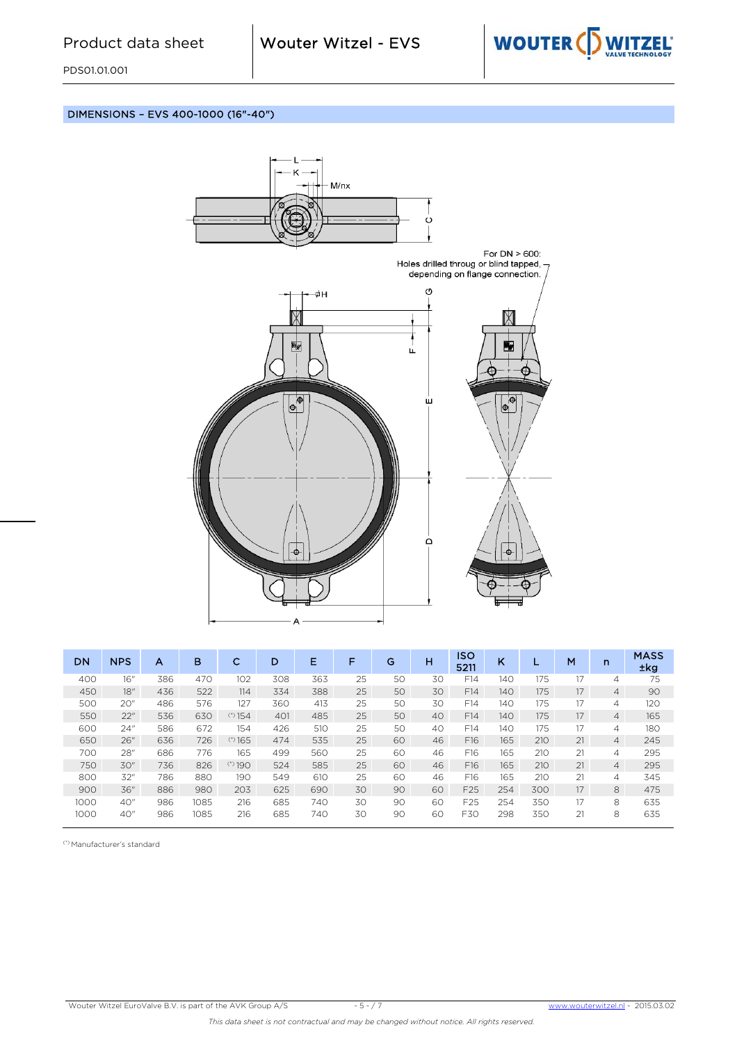## DIMENSIONS – EVS 400-1000 (16"-40")

For DN > 600:
Holes drilled throug or blind tapped, depending on flange connection.

| DN | NPS | A | B | C | D | E | F | G | H | ISO 5211 | K | L | M | n | MASS ±kg |
|---|---|---|---|---|---|---|---|---|---|---|---|---|---|---|---|
| 400 | 16" | 386 | 470 | 102 | 308 | 363 | 25 | 50 | 30 | F14 | 140 | 175 | 17 | 4 | 75 |
| 450 | 18" | 436 | 522 | 114 | 334 | 388 | 25 | 50 | 30 | F14 | 140 | 175 | 17 | 4 | 90 |
| 500 | 20" | 486 | 576 | 127 | 360 | 413 | 25 | 50 | 30 | F14 | 140 | 175 | 17 | 4 | 120 |
| 550 | 22" | 536 | 630 | (*) 154 | 401 | 485 | 25 | 50 | 40 | F14 | 140 | 175 | 17 | 4 | 165 |
| 600 | 24" | 586 | 672 | 154 | 426 | 510 | 25 | 50 | 40 | F14 | 140 | 175 | 17 | 4 | 180 |
| 650 | 26" | 636 | 726 | (*) 165 | 474 | 535 | 25 | 60 | 46 | F16 | 165 | 210 | 21 | 4 | 245 |
| 700 | 28" | 686 | 776 | 165 | 499 | 560 | 25 | 60 | 46 | F16 | 165 | 210 | 21 | 4 | 295 |
| 750 | 30" | 736 | 826 | (*) 190 | 524 | 585 | 25 | 60 | 46 | F16 | 165 | 210 | 21 | 4 | 295 |
| 800 | 32" | 786 | 880 | 190 | 549 | 610 | 25 | 60 | 46 | F16 | 165 | 210 | 21 | 4 | 345 |
| 900 | 36" | 886 | 980 | 203 | 625 | 690 | 30 | 90 | 60 | F25 | 254 | 300 | 17 | 8 | 475 |
| 1000 | 40" | 986 | 1085 | 216 | 685 | 740 | 30 | 90 | 60 | F25 | 254 | 350 | 17 | 8 | 635 |
| 1000 | 40" | 986 | 1085 | 216 | 685 | 740 | 30 | 90 | 60 | F30 | 298 | 350 | 21 | 8 | 635 |

(*) Manufacturer's standard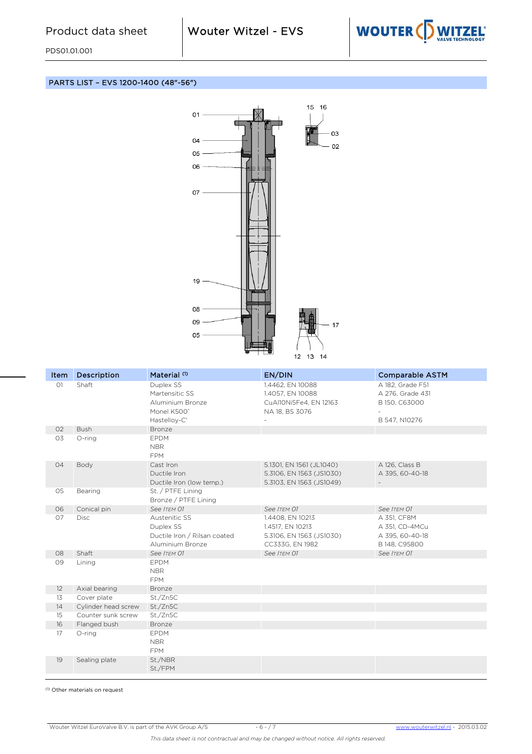## PARTS LIST – EVS 1200-1400 (48"-56")

| Item | Description | Material [1] | EN/DIN | Comparable ASTM |
|---|---|---|---|---|
| 01 | Shaft | Duplex SS<br>Martensitic SS<br>Aluminium Bronze<br>Monel K500*<br>Hastelloy-C* | 1.4462, EN 10088<br>1.4057, EN 10088<br>CuAl10Ni5Fe4, EN 12163<br>NA 18, BS 3076<br>- | A 182, Grade F51<br>A 276, Grade 431<br>B 150, C63000<br>-<br>B 547, N10276 |
| 02 | Bush | Bronze | | |
| 03 | O-ring | EPDM<br>NBR<br>FPM | | |
| 04 | Body | Cast Iron<br>Ductile Iron<br>Ductile Iron (low temp.) | 5.1301, EN 1561 (JL1040)<br>5.3106, EN 1563 (JS1030)<br>5.3103, EN 1563 (JS1049) | A 126, Class B<br>A 395, 60-40-18<br>- |
| 05 | Bearing | St. / PTFE Lining<br>Bronze / PTFE Lining | | |
| 06 | Conical pin | *See Item 01* | *See Item 01* | *See Item 01* |
| 07 | Disc | Austenitic SS<br>Duplex SS<br>Ductile Iron / Rilsan coated<br>Aluminium Bronze | 1.4408, EN 10213<br>1.4517, EN 10213<br>5.3106, EN 1563 (JS1030)<br>CC333G, EN 1982 | A 351, CF8M<br>A 351, CD-4MCu<br>A 395, 60-40-18<br>B 148, C95800 |
| 08 | Shaft | *See Item 01* | *See Item 01* | *See Item 01* |
| 09 | Lining | EPDM<br>NBR<br>FPM | | |
| 12 | Axial bearing | Bronze | | |
| 13 | Cover plate | St./Zn5C | | |
| 14 | Cylinder head screw | St./Zn5C | | |
| 15 | Counter sunk screw | St./Zn5C | | |
| 16 | Flanged bush | Bronze | | |
| 17 | O-ring | EPDM<br>NBR<br>FPM | | |
| 19 | Sealing plate | St./NBR<br>St./FPM | | |

[1] Other materials on request

Wouter Witzel EuroValve B.V. is part of the AVK Group A/S — www.wouterwitzel.nl - 2015.03.02

*This data sheet is not contractual and may be changed without notice. All rights reserved.*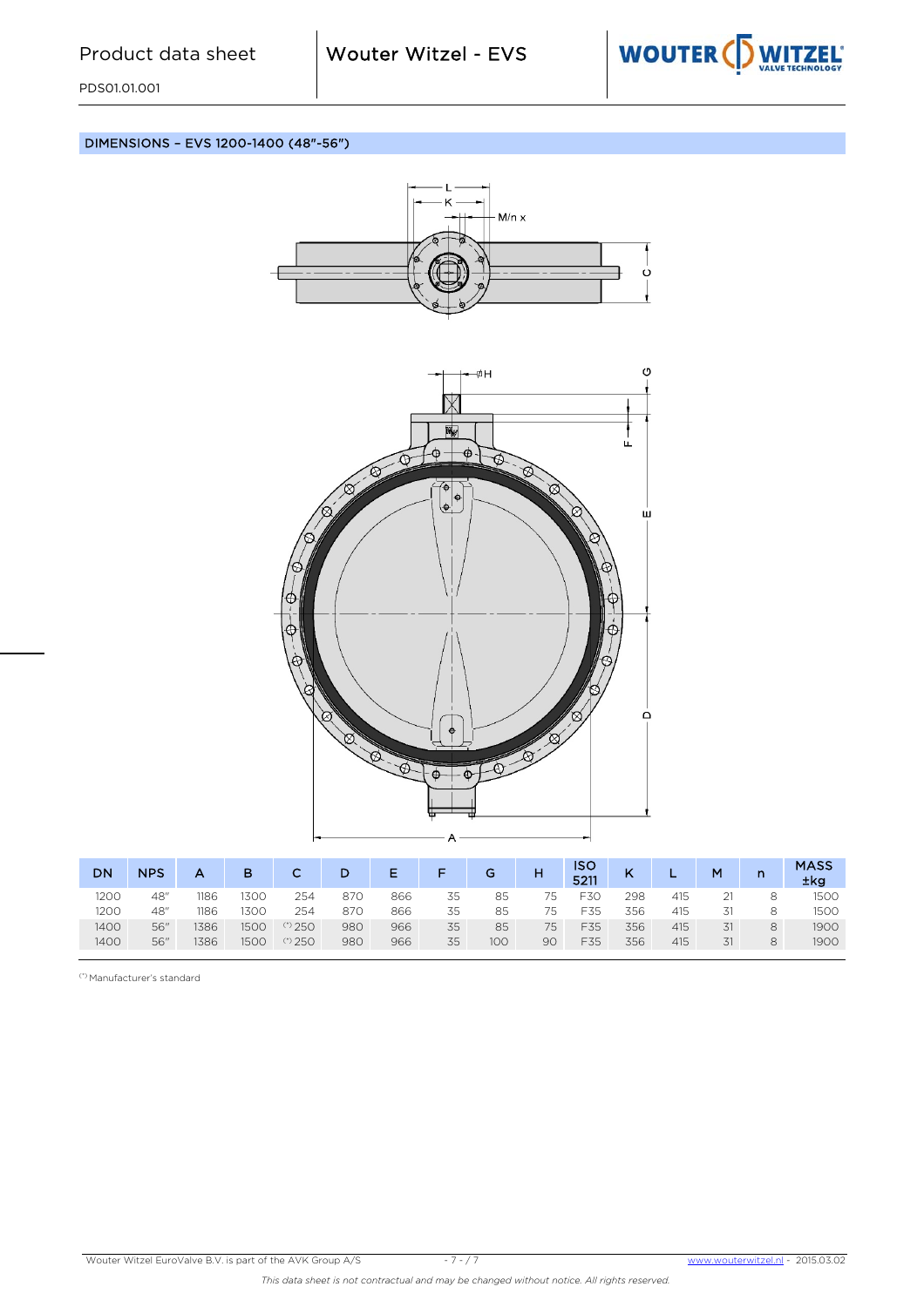## DIMENSIONS – EVS 1200-1400 (48″-56″)

L
K
M/n x
C
ØH
G
F
E
D
A

| DN | NPS | A | B | C | D | E | F | G | H | ISO 5211 | K | L | M | n | MASS ±kg |
|---|---|---|---|---|---|---|---|---|---|---|---|---|---|---|---|
| 1200 | 48″ | 1186 | 1300 | 254 | 870 | 866 | 35 | 85 | 75 | F30 | 298 | 415 | 21 | 8 | 1500 |
| 1200 | 48″ | 1186 | 1300 | 254 | 870 | 866 | 35 | 85 | 75 | F35 | 356 | 415 | 31 | 8 | 1500 |
| 1400 | 56″ | 1386 | 1500 | (*) 250 | 980 | 966 | 35 | 85 | 75 | F35 | 356 | 415 | 31 | 8 | 1900 |
| 1400 | 56″ | 1386 | 1500 | (*) 250 | 980 | 966 | 35 | 100 | 90 | F35 | 356 | 415 | 31 | 8 | 1900 |

(*) Manufacturer's standard